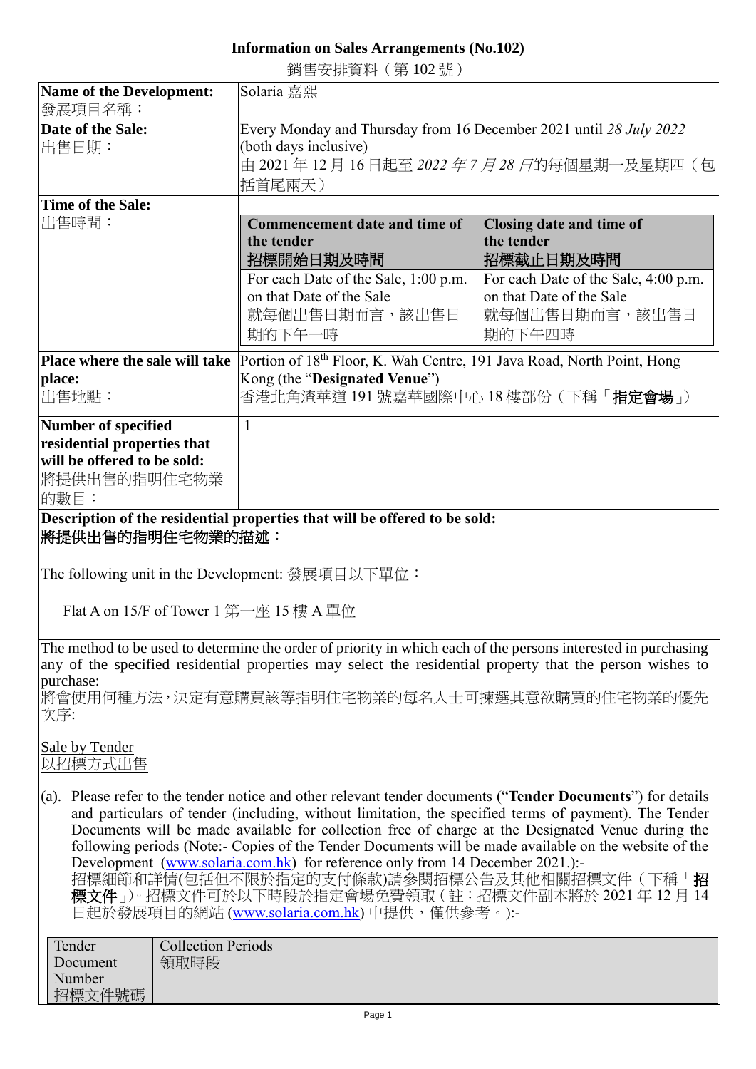# Information on Sales Arrangements (No.102)

銷售安排資料（第 102 號）

| **Name of the Development:** 發展項目名稱： | Solaria 嘉熙 |
|---|---|
| **Date of the Sale:** 出售日期： | Every Monday and Thursday from 16 December 2021 until *28 July 2022* (both days inclusive) 由 2021 年 12 月 16 日起至 *2022 年 7 月 28 日*的每個星期一及星期四（包括首尾兩天） |
| **Time of the Sale:** 出售時間： | **Commencement date and time of the tender 招標開始日期及時間**: For each Date of the Sale, 1:00 p.m. on that Date of the Sale 就每個出售日期而言，該出售日期的下午一時<br>**Closing date and time of the tender 招標截止日期及時間**: For each Date of the Sale, 4:00 p.m. on that Date of the Sale 就每個出售日期而言，該出售日期的下午四時 |
| **Place where the sale will take place:** 出售地點： | Portion of 18th Floor, K. Wah Centre, 191 Java Road, North Point, Hong Kong (the "**Designated Venue**") 香港北角渣華道 191 號嘉華國際中心 18 樓部份（下稱「**指定會場**」） |
| **Number of specified residential properties that will be offered to be sold:** 將提供出售的指明住宅物業的數目： | 1 |

**Description of the residential properties that will be offered to be sold:**
**將提供出售的指明住宅物業的描述：**

The following unit in the Development: 發展項目以下單位：

Flat A on 15/F of Tower 1 第一座 15 樓 A 單位

The method to be used to determine the order of priority in which each of the persons interested in purchasing any of the specified residential properties may select the residential property that the person wishes to purchase:
將會使用何種方法，決定有意購買該等指明住宅物業的每名人士可揀選其意欲購買的住宅物業的優先次序:

Sale by Tender
以招標方式出售

(a). Please refer to the tender notice and other relevant tender documents ("**Tender Documents**") for details and particulars of tender (including, without limitation, the specified terms of payment). The Tender Documents will be made available for collection free of charge at the Designated Venue during the following periods (Note:- Copies of the Tender Documents will be made available on the website of the Development (www.solaria.com.hk) for reference only from 14 December 2021.):-
招標細節和詳情(包括但不限於指定的支付條款)請參閱招標公告及其他相關招標文件（下稱「**招標文件**」)。招標文件可於以下時段於指定會場免費領取（註：招標文件副本將於 2021 年 12 月 14 日起於發展項目的網站 (www.solaria.com.hk) 中提供，僅供參考。):-

| Tender Document Number 招標文件號碼 | Collection Periods 領取時段 |
|---|---|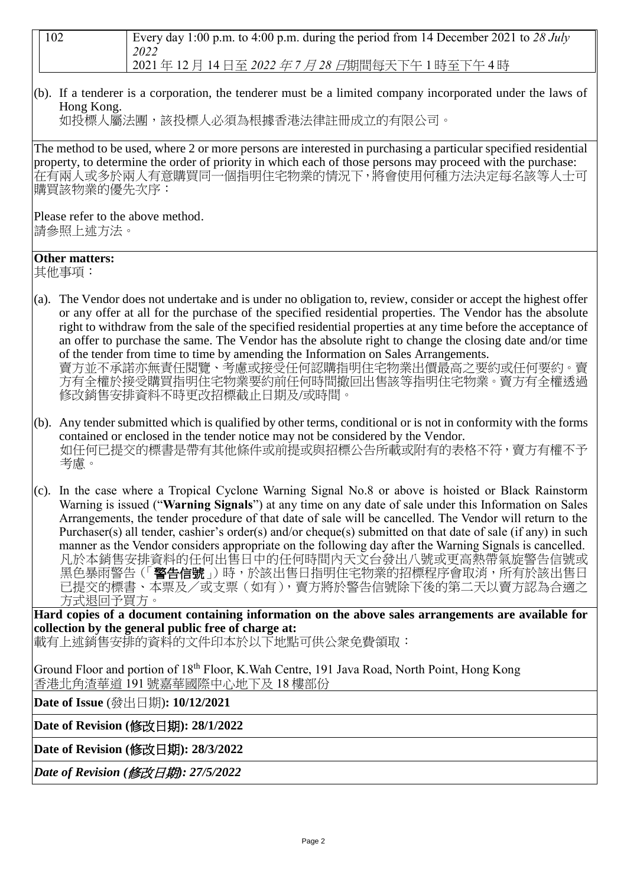| | |
|---|---|
| 102 | Every day 1:00 p.m. to 4:00 p.m. during the period from 14 December 2021 to *28 July 2022*<br>2021 年 12 月 14 日至 *2022 年 7 月 28 日*期間每天下午 1 時至下午 4 時 |

(b). If a tenderer is a corporation, the tenderer must be a limited company incorporated under the laws of Hong Kong.
如投標人屬法團，該投標人必須為根據香港法律註冊成立的有限公司。

The method to be used, where 2 or more persons are interested in purchasing a particular specified residential property, to determine the order of priority in which each of those persons may proceed with the purchase:
在有兩人或多於兩人有意購買同一個指明住宅物業的情況下，將會使用何種方法決定每名該等人士可購買該物業的優先次序：

Please refer to the above method.
請參照上述方法。

**Other matters:**
其他事項：

(a). The Vendor does not undertake and is under no obligation to, review, consider or accept the highest offer or any offer at all for the purchase of the specified residential properties. The Vendor has the absolute right to withdraw from the sale of the specified residential properties at any time before the acceptance of an offer to purchase the same. The Vendor has the absolute right to change the closing date and/or time of the tender from time to time by amending the Information on Sales Arrangements.
賣方並不承諾亦無責任閱覽、考慮或接受任何認購指明住宅物業出價最高之要約或任何要約。賣方有全權於接受購買指明住宅物業要約前任何時間撤回出售該等指明住宅物業。賣方有全權透過修改銷售安排資料不時更改招標截止日期及/或時間。

(b). Any tender submitted which is qualified by other terms, conditional or is not in conformity with the forms contained or enclosed in the tender notice may not be considered by the Vendor.
如任何已提交的標書是帶有其他條件或前提或與招標公告所載或附有的表格不符，賣方有權不予考慮。

(c). In the case where a Tropical Cyclone Warning Signal No.8 or above is hoisted or Black Rainstorm Warning is issued ("**Warning Signals**") at any time on any date of sale under this Information on Sales Arrangements, the tender procedure of that date of sale will be cancelled. The Vendor will return to the Purchaser(s) all tender, cashier's order(s) and/or cheque(s) submitted on that date of sale (if any) in such manner as the Vendor considers appropriate on the following day after the Warning Signals is cancelled.
凡於本銷售安排資料的任何出售日中的任何時間內天文台發出八號或更高熱帶氣旋警告信號或黑色暴雨警告（「**警告信號**」）時，於該出售日指明住宅物業的招標程序會取消，所有於該出售日已提交的標書、本票及／或支票（如有），賣方將於警告信號除下後的第二天以賣方認為合適之方式退回予買方。

**Hard copies of a document containing information on the above sales arrangements are available for collection by the general public free of charge at:**
載有上述銷售安排的資料的文件印本於以下地點可供公眾免費領取：

Ground Floor and portion of 18th Floor, K.Wah Centre, 191 Java Road, North Point, Hong Kong
香港北角渣華道 191 號嘉華國際中心地下及 18 樓部份

**Date of Issue** (發出日期)**: 10/12/2021**

**Date of Revision (修改日期): 28/1/2022**

**Date of Revision (修改日期): 28/3/2022**

***Date of Revision (修改日期): 27/5/2022***